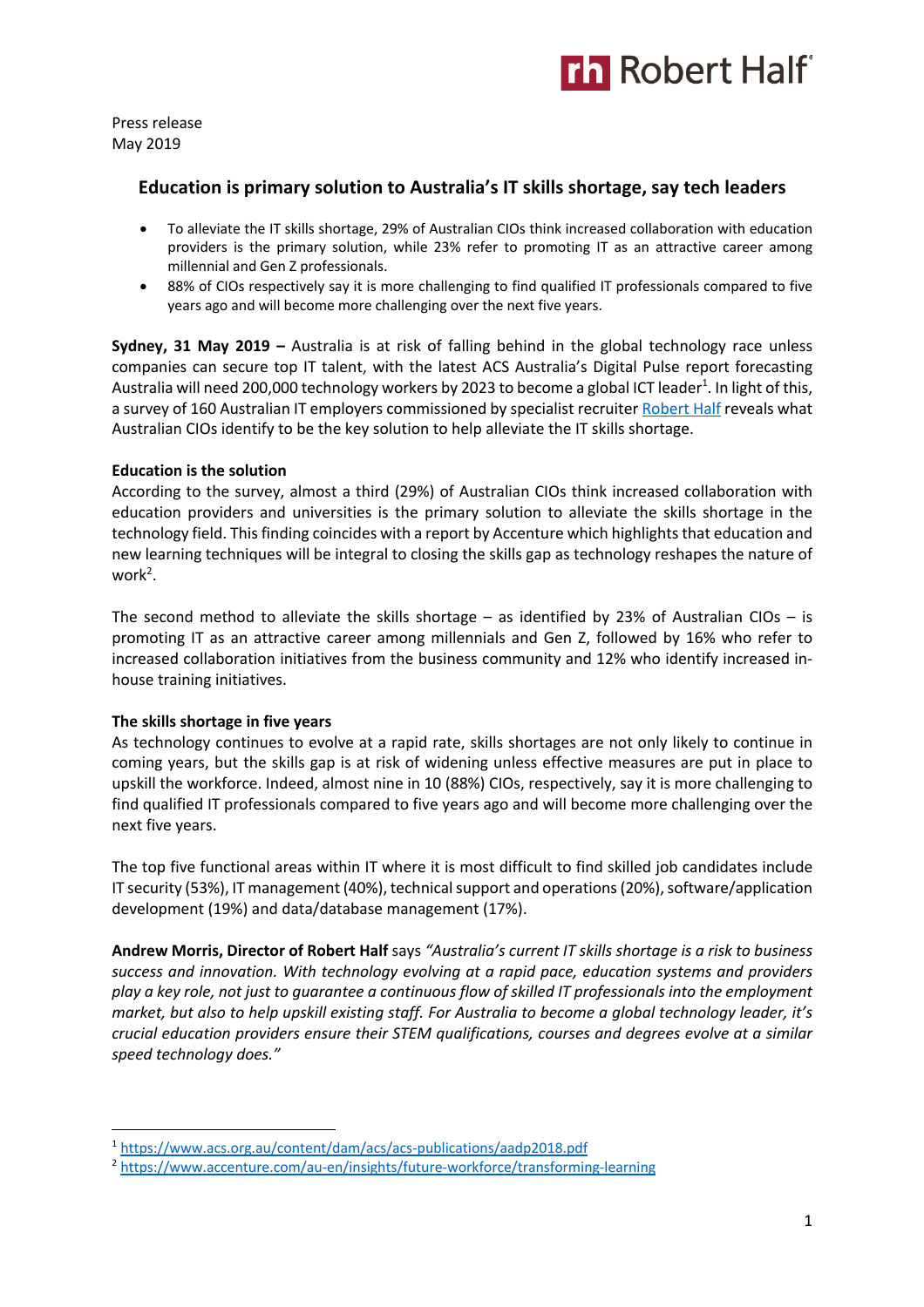Press release
May 2019

## Education is primary solution to Australia's IT skills shortage, say tech leaders

- To alleviate the IT skills shortage, 29% of Australian CIOs think increased collaboration with education providers is the primary solution, while 23% refer to promoting IT as an attractive career among millennial and Gen Z professionals.
- 88% of CIOs respectively say it is more challenging to find qualified IT professionals compared to five years ago and will become more challenging over the next five years.

**Sydney, 31 May 2019 –** Australia is at risk of falling behind in the global technology race unless companies can secure top IT talent, with the latest ACS Australia's Digital Pulse report forecasting Australia will need 200,000 technology workers by 2023 to become a global ICT leader[1]. In light of this, a survey of 160 Australian IT employers commissioned by specialist recruiter Robert Half reveals what Australian CIOs identify to be the key solution to help alleviate the IT skills shortage.

**Education is the solution**
According to the survey, almost a third (29%) of Australian CIOs think increased collaboration with education providers and universities is the primary solution to alleviate the skills shortage in the technology field. This finding coincides with a report by Accenture which highlights that education and new learning techniques will be integral to closing the skills gap as technology reshapes the nature of work[2].

The second method to alleviate the skills shortage – as identified by 23% of Australian CIOs – is promoting IT as an attractive career among millennials and Gen Z, followed by 16% who refer to increased collaboration initiatives from the business community and 12% who identify increased in-house training initiatives.

**The skills shortage in five years**
As technology continues to evolve at a rapid rate, skills shortages are not only likely to continue in coming years, but the skills gap is at risk of widening unless effective measures are put in place to upskill the workforce. Indeed, almost nine in 10 (88%) CIOs, respectively, say it is more challenging to find qualified IT professionals compared to five years ago and will become more challenging over the next five years.

The top five functional areas within IT where it is most difficult to find skilled job candidates include IT security (53%), IT management (40%), technical support and operations (20%), software/application development (19%) and data/database management (17%).

**Andrew Morris, Director of Robert Half** says *"Australia's current IT skills shortage is a risk to business success and innovation. With technology evolving at a rapid pace, education systems and providers play a key role, not just to guarantee a continuous flow of skilled IT professionals into the employment market, but also to help upskill existing staff. For Australia to become a global technology leader, it's crucial education providers ensure their STEM qualifications, courses and degrees evolve at a similar speed technology does."*

[1] https://www.acs.org.au/content/dam/acs/acs-publications/aadp2018.pdf
[2] https://www.accenture.com/au-en/insights/future-workforce/transforming-learning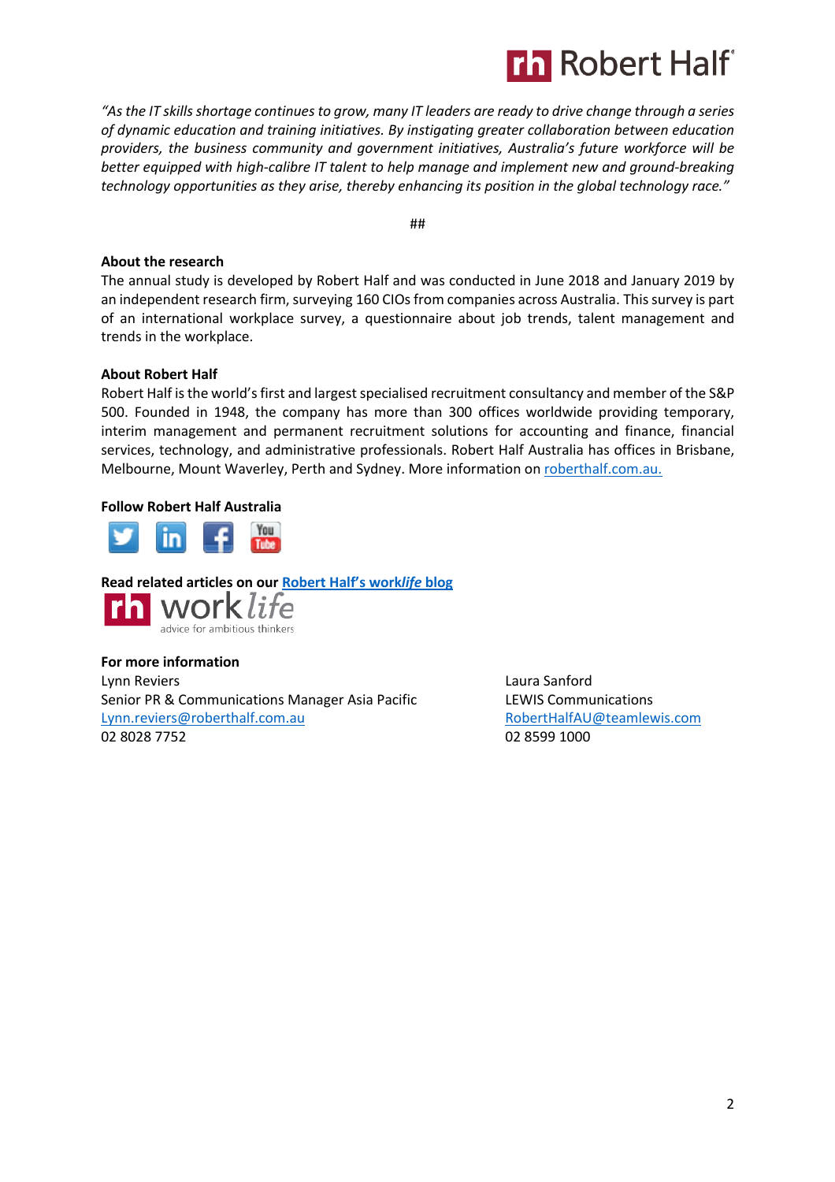*"As the IT skills shortage continues to grow, many IT leaders are ready to drive change through a series of dynamic education and training initiatives. By instigating greater collaboration between education providers, the business community and government initiatives, Australia's future workforce will be better equipped with high-calibre IT talent to help manage and implement new and ground-breaking technology opportunities as they arise, thereby enhancing its position in the global technology race."*

##

**About the research**

The annual study is developed by Robert Half and was conducted in June 2018 and January 2019 by an independent research firm, surveying 160 CIOs from companies across Australia. This survey is part of an international workplace survey, a questionnaire about job trends, talent management and trends in the workplace.

**About Robert Half**

Robert Half is the world's first and largest specialised recruitment consultancy and member of the S&P 500. Founded in 1948, the company has more than 300 offices worldwide providing temporary, interim management and permanent recruitment solutions for accounting and finance, financial services, technology, and administrative professionals. Robert Half Australia has offices in Brisbane, Melbourne, Mount Waverley, Perth and Sydney. More information on roberthalf.com.au.

**Follow Robert Half Australia**

**Read related articles on our Robert Half's work*life* blog**

rh work*life*
advice for ambitious thinkers

**For more information**

Lynn Reviers
Senior PR & Communications Manager Asia Pacific
Lynn.reviers@roberthalf.com.au
02 8028 7752

Laura Sanford
LEWIS Communications
RobertHalfAU@teamlewis.com
02 8599 1000